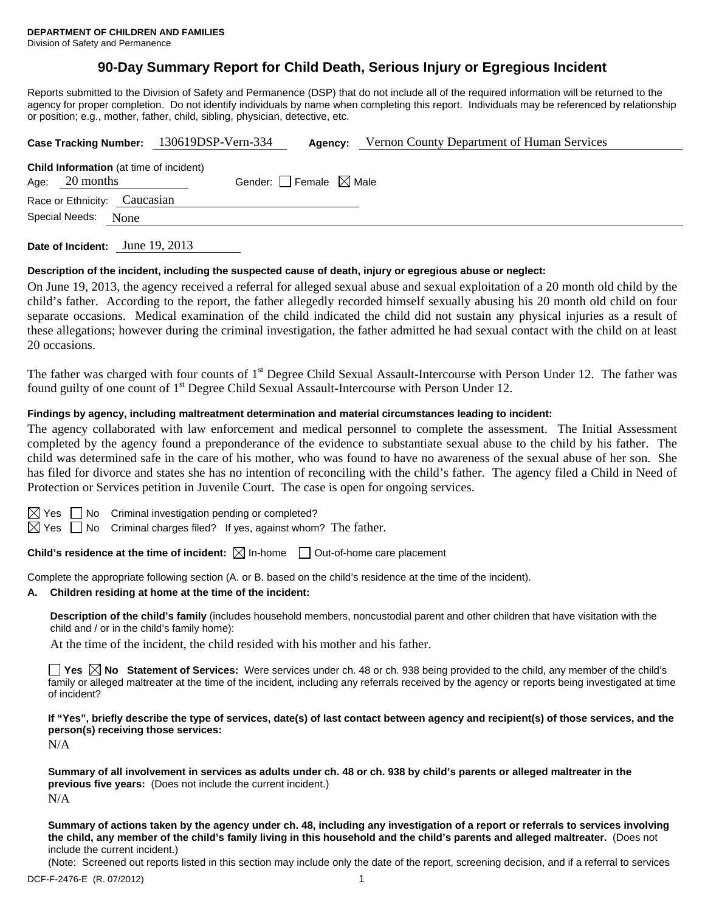**DEPARTMENT OF CHILDREN AND FAMILIES**
Division of Safety and Permanence

# 90-Day Summary Report for Child Death, Serious Injury or Egregious Incident

Reports submitted to the Division of Safety and Permanence (DSP) that do not include all of the required information will be returned to the agency for proper completion. Do not identify individuals by name when completing this report. Individuals may be referenced by relationship or position; e.g., mother, father, child, sibling, physician, detective, etc.

**Case Tracking Number:** 130619DSP-Vern-334 **Agency:** Vernon County Department of Human Services

**Child Information** (at time of incident)
Age: 20 months Gender: ☐ Female ☒ Male
Race or Ethnicity: Caucasian
Special Needs: None

**Date of Incident:** June 19, 2013

**Description of the incident, including the suspected cause of death, injury or egregious abuse or neglect:**

On June 19, 2013, the agency received a referral for alleged sexual abuse and sexual exploitation of a 20 month old child by the child's father. According to the report, the father allegedly recorded himself sexually abusing his 20 month old child on four separate occasions. Medical examination of the child indicated the child did not sustain any physical injuries as a result of these allegations; however during the criminal investigation, the father admitted he had sexual contact with the child on at least 20 occasions.

The father was charged with four counts of 1st Degree Child Sexual Assault-Intercourse with Person Under 12. The father was found guilty of one count of 1st Degree Child Sexual Assault-Intercourse with Person Under 12.

**Findings by agency, including maltreatment determination and material circumstances leading to incident:**

The agency collaborated with law enforcement and medical personnel to complete the assessment. The Initial Assessment completed by the agency found a preponderance of the evidence to substantiate sexual abuse to the child by his father. The child was determined safe in the care of his mother, who was found to have no awareness of the sexual abuse of her son. She has filed for divorce and states she has no intention of reconciling with the child's father. The agency filed a Child in Need of Protection or Services petition in Juvenile Court. The case is open for ongoing services.

☒ Yes ☐ No Criminal investigation pending or completed?
☒ Yes ☐ No Criminal charges filed? If yes, against whom? The father.

**Child's residence at the time of incident:** ☒ In-home ☐ Out-of-home care placement

Complete the appropriate following section (A. or B. based on the child's residence at the time of the incident).

**A. Children residing at home at the time of the incident:**

**Description of the child's family** (includes household members, noncustodial parent and other children that have visitation with the child and / or in the child's family home):

At the time of the incident, the child resided with his mother and his father.

☐ **Yes** ☒ **No Statement of Services:** Were services under ch. 48 or ch. 938 being provided to the child, any member of the child's family or alleged maltreater at the time of the incident, including any referrals received by the agency or reports being investigated at time of incident?

**If "Yes", briefly describe the type of services, date(s) of last contact between agency and recipient(s) of those services, and the person(s) receiving those services:**

N/A

**Summary of all involvement in services as adults under ch. 48 or ch. 938 by child's parents or alleged maltreater in the previous five years:** (Does not include the current incident.)

N/A

**Summary of actions taken by the agency under ch. 48, including any investigation of a report or referrals to services involving the child, any member of the child's family living in this household and the child's parents and alleged maltreater.** (Does not include the current incident.)

(Note: Screened out reports listed in this section may include only the date of the report, screening decision, and if a referral to services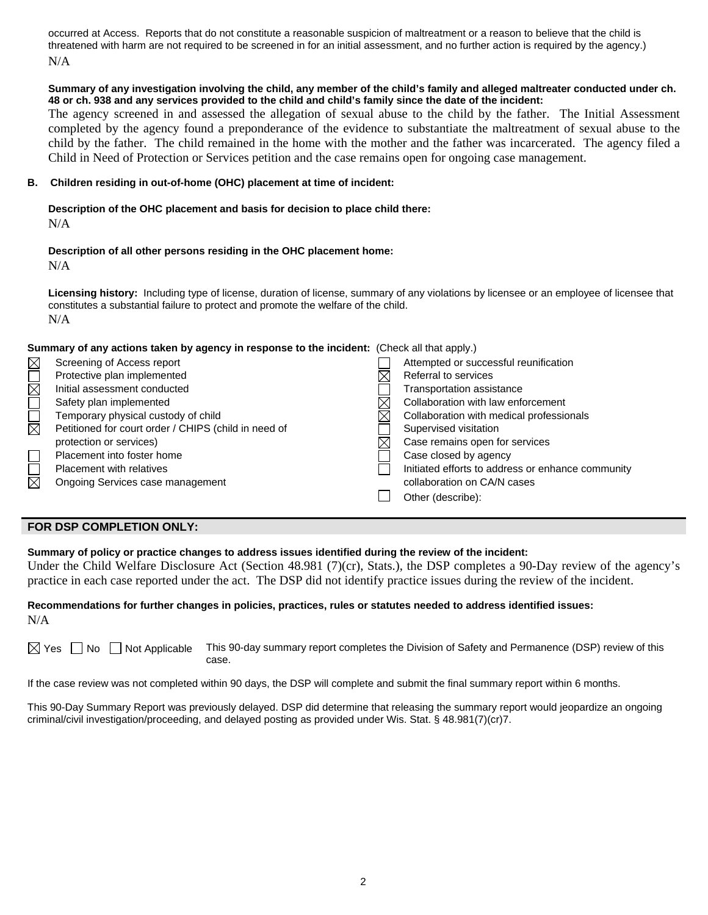occurred at Access. Reports that do not constitute a reasonable suspicion of maltreatment or a reason to believe that the child is threatened with harm are not required to be screened in for an initial assessment, and no further action is required by the agency.)

N/A

**Summary of any investigation involving the child, any member of the child's family and alleged maltreater conducted under ch. 48 or ch. 938 and any services provided to the child and child's family since the date of the incident:**

The agency screened in and assessed the allegation of sexual abuse to the child by the father. The Initial Assessment completed by the agency found a preponderance of the evidence to substantiate the maltreatment of sexual abuse to the child by the father. The child remained in the home with the mother and the father was incarcerated. The agency filed a Child in Need of Protection or Services petition and the case remains open for ongoing case management.

**B. Children residing in out-of-home (OHC) placement at time of incident:**

**Description of the OHC placement and basis for decision to place child there:**

N/A

**Description of all other persons residing in the OHC placement home:**

N/A

**Licensing history:** Including type of license, duration of license, summary of any violations by licensee or an employee of licensee that constitutes a substantial failure to protect and promote the welfare of the child.

N/A

**Summary of any actions taken by agency in response to the incident:** (Check all that apply.)

- ☒ Screening of Access report
- ☐ Protective plan implemented
- ☒ Initial assessment conducted
- ☐ Safety plan implemented
- ☐ Temporary physical custody of child
- ☒ Petitioned for court order / CHIPS (child in need of protection or services)
- ☐ Placement into foster home
- ☐ Placement with relatives
- ☒ Ongoing Services case management
- ☐ Attempted or successful reunification
- ☒ Referral to services
- ☐ Transportation assistance
- ☒ Collaboration with law enforcement
- ☒ Collaboration with medical professionals
- ☐ Supervised visitation
- ☒ Case remains open for services
- ☐ Case closed by agency
- ☐ Initiated efforts to address or enhance community collaboration on CA/N cases
- ☐ Other (describe):

## FOR DSP COMPLETION ONLY:

**Summary of policy or practice changes to address issues identified during the review of the incident:**

Under the Child Welfare Disclosure Act (Section 48.981 (7)(cr), Stats.), the DSP completes a 90-Day review of the agency's practice in each case reported under the act. The DSP did not identify practice issues during the review of the incident.

**Recommendations for further changes in policies, practices, rules or statutes needed to address identified issues:**

N/A

☒ Yes ☐ No ☐ Not Applicable This 90-day summary report completes the Division of Safety and Permanence (DSP) review of this case.

If the case review was not completed within 90 days, the DSP will complete and submit the final summary report within 6 months.

This 90-Day Summary Report was previously delayed. DSP did determine that releasing the summary report would jeopardize an ongoing criminal/civil investigation/proceeding, and delayed posting as provided under Wis. Stat. § 48.981(7)(cr)7.